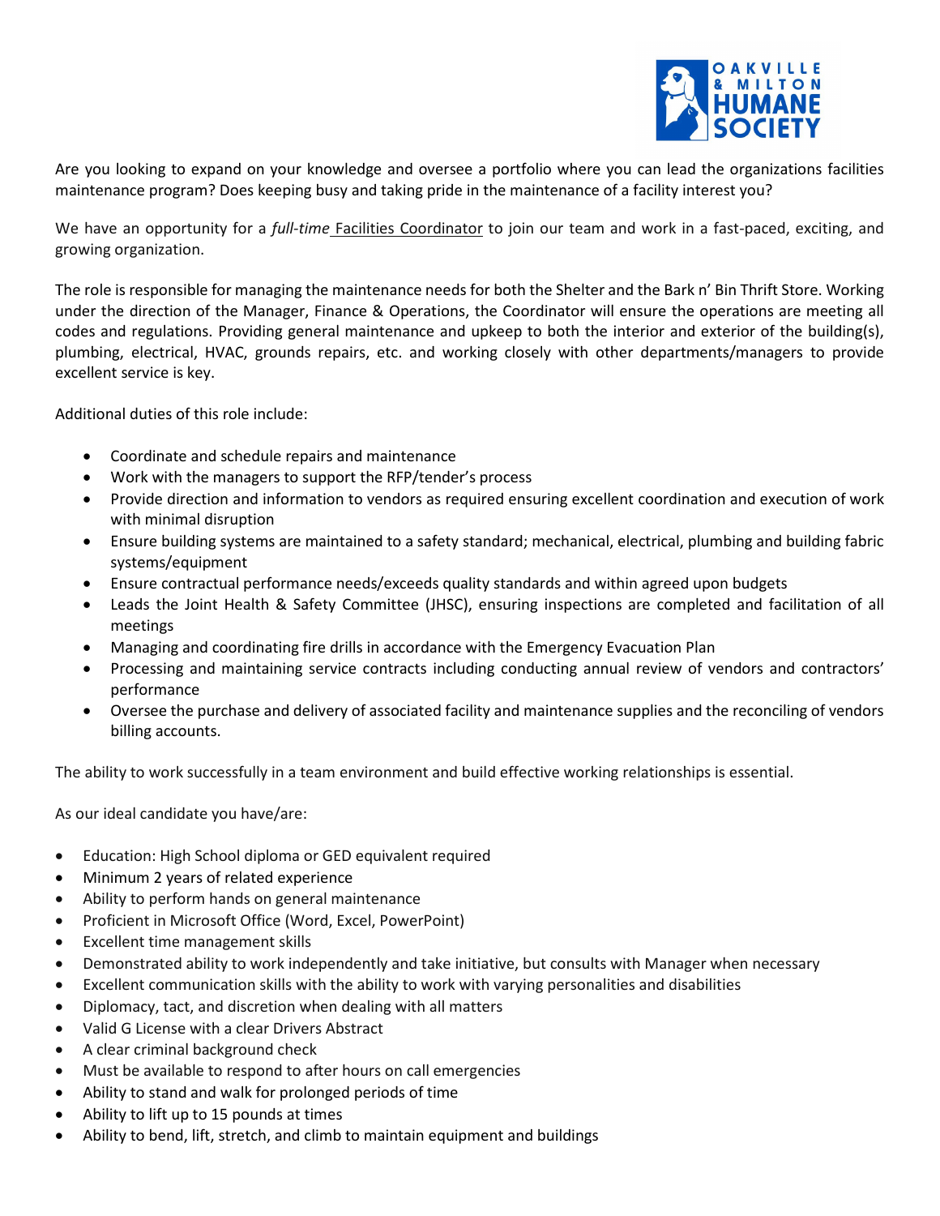Are you looking to expand on your knowledge and oversee a portfolio where you can lead the organizations facilities maintenance program? Does keeping busy and taking pride in the maintenance of a facility interest you?

We have an opportunity for a *full-time* Facilities Coordinator to join our team and work in a fast-paced, exciting, and growing organization.

The role is responsible for managing the maintenance needs for both the Shelter and the Bark n' Bin Thrift Store. Working under the direction of the Manager, Finance & Operations, the Coordinator will ensure the operations are meeting all codes and regulations. Providing general maintenance and upkeep to both the interior and exterior of the building(s), plumbing, electrical, HVAC, grounds repairs, etc. and working closely with other departments/managers to provide excellent service is key.

Additional duties of this role include:

- Coordinate and schedule repairs and maintenance
- Work with the managers to support the RFP/tender's process
- Provide direction and information to vendors as required ensuring excellent coordination and execution of work with minimal disruption
- Ensure building systems are maintained to a safety standard; mechanical, electrical, plumbing and building fabric systems/equipment
- Ensure contractual performance needs/exceeds quality standards and within agreed upon budgets
- Leads the Joint Health & Safety Committee (JHSC), ensuring inspections are completed and facilitation of all meetings
- Managing and coordinating fire drills in accordance with the Emergency Evacuation Plan
- Processing and maintaining service contracts including conducting annual review of vendors and contractors' performance
- Oversee the purchase and delivery of associated facility and maintenance supplies and the reconciling of vendors billing accounts.

The ability to work successfully in a team environment and build effective working relationships is essential.

As our ideal candidate you have/are:

- Education: High School diploma or GED equivalent required
- Minimum 2 years of related experience
- Ability to perform hands on general maintenance
- Proficient in Microsoft Office (Word, Excel, PowerPoint)
- Excellent time management skills
- Demonstrated ability to work independently and take initiative, but consults with Manager when necessary
- Excellent communication skills with the ability to work with varying personalities and disabilities
- Diplomacy, tact, and discretion when dealing with all matters
- Valid G License with a clear Drivers Abstract
- A clear criminal background check
- Must be available to respond to after hours on call emergencies
- Ability to stand and walk for prolonged periods of time
- Ability to lift up to 15 pounds at times
- Ability to bend, lift, stretch, and climb to maintain equipment and buildings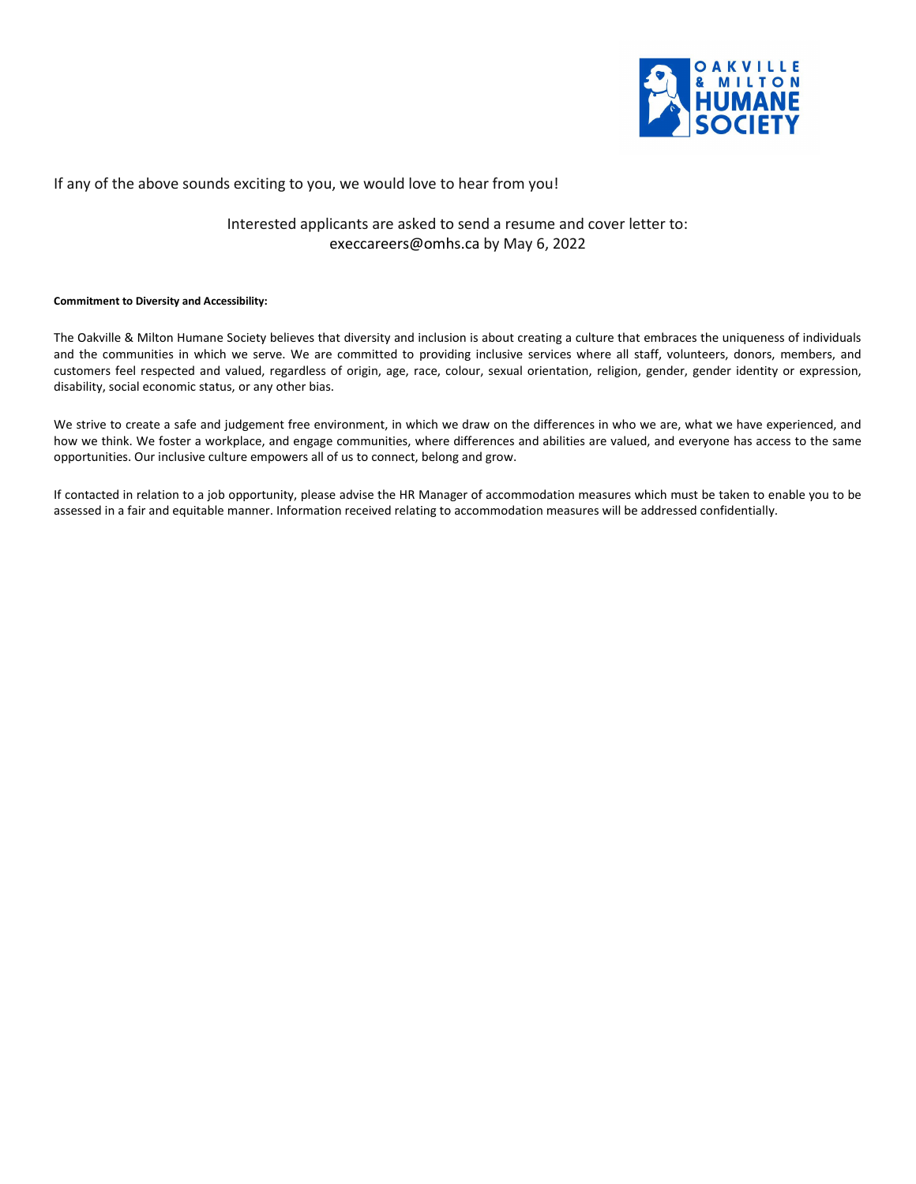If any of the above sounds exciting to you, we would love to hear from you!

Interested applicants are asked to send a resume and cover letter to: execcareers@omhs.ca by May 6, 2022

**Commitment to Diversity and Accessibility:**

The Oakville & Milton Humane Society believes that diversity and inclusion is about creating a culture that embraces the uniqueness of individuals and the communities in which we serve. We are committed to providing inclusive services where all staff, volunteers, donors, members, and customers feel respected and valued, regardless of origin, age, race, colour, sexual orientation, religion, gender, gender identity or expression, disability, social economic status, or any other bias.

We strive to create a safe and judgement free environment, in which we draw on the differences in who we are, what we have experienced, and how we think. We foster a workplace, and engage communities, where differences and abilities are valued, and everyone has access to the same opportunities. Our inclusive culture empowers all of us to connect, belong and grow.

If contacted in relation to a job opportunity, please advise the HR Manager of accommodation measures which must be taken to enable you to be assessed in a fair and equitable manner. Information received relating to accommodation measures will be addressed confidentially.